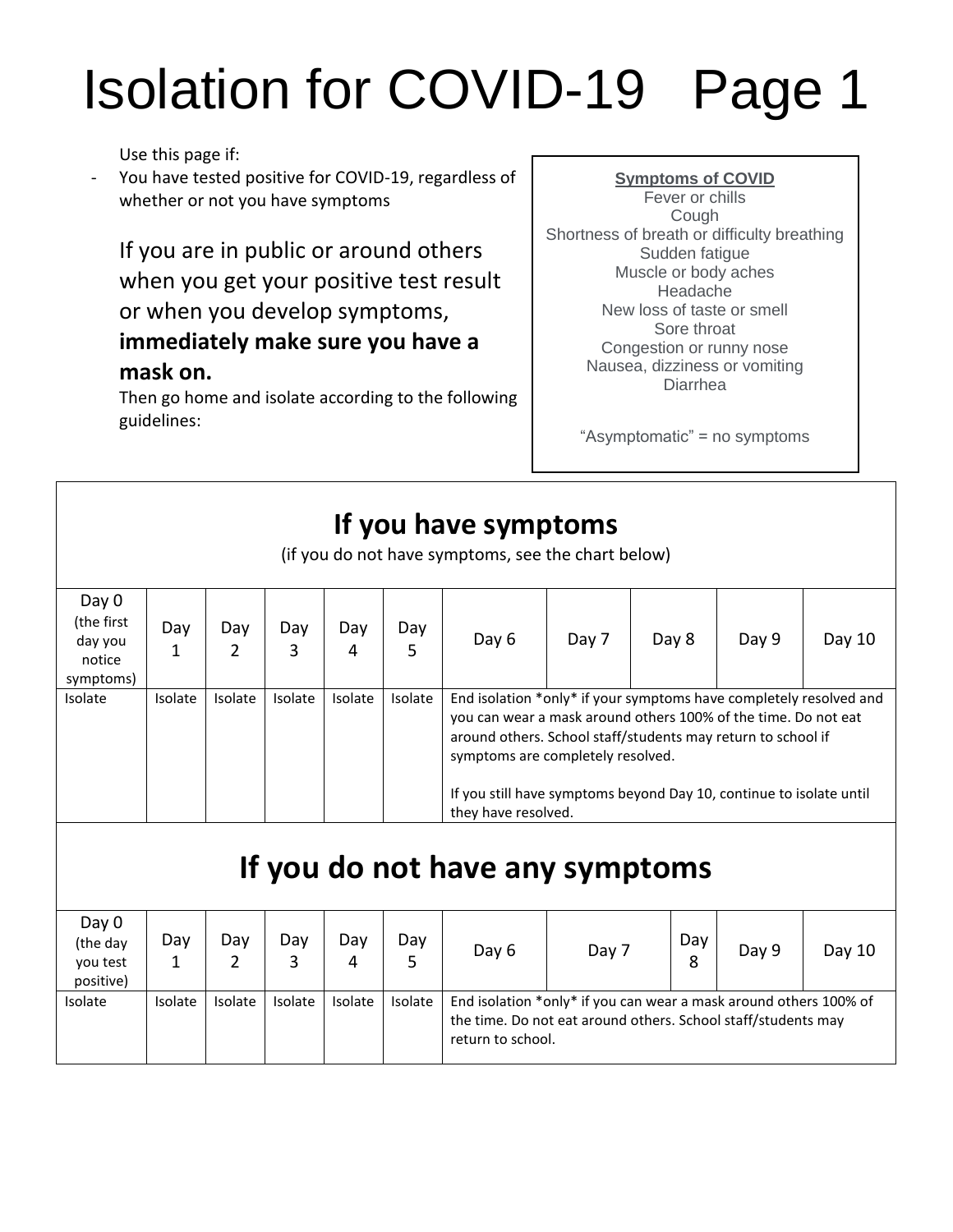# Isolation for COVID-19 Page 1

Use this page if:

- You have tested positive for COVID-19, regardless of whether or not you have symptoms

If you are in public or around others when you get your positive test result or when you develop symptoms, **immediately make sure you have a mask on.**

Then go home and isolate according to the following guidelines:

**Symptoms of COVID**

Fever or chills
Cough
Shortness of breath or difficulty breathing
Sudden fatigue
Muscle or body aches
Headache
New loss of taste or smell
Sore throat
Congestion or runny nose
Nausea, dizziness or vomiting
Diarrhea

"Asymptomatic" = no symptoms

## If you have symptoms

(if you do not have symptoms, see the chart below)

| Day 0 (the first day you notice symptoms) | Day 1 | Day 2 | Day 3 | Day 4 | Day 5 | Day 6 | Day 7 | Day 8 | Day 9 | Day 10 |
|---|---|---|---|---|---|---|---|---|---|---|
| Isolate | Isolate | Isolate | Isolate | Isolate | Isolate | End isolation *only* if your symptoms have completely resolved and you can wear a mask around others 100% of the time. Do not eat around others. School staff/students may return to school if symptoms are completely resolved.<br><br>If you still have symptoms beyond Day 10, continue to isolate until they have resolved. | | | | |

## If you do not have any symptoms

| Day 0 (the day you test positive) | Day 1 | Day 2 | Day 3 | Day 4 | Day 5 | Day 6 | Day 7 | Day 8 | Day 9 | Day 10 |
|---|---|---|---|---|---|---|---|---|---|---|
| Isolate | Isolate | Isolate | Isolate | Isolate | Isolate | End isolation *only* if you can wear a mask around others 100% of the time. Do not eat around others. School staff/students may return to school. | | | | |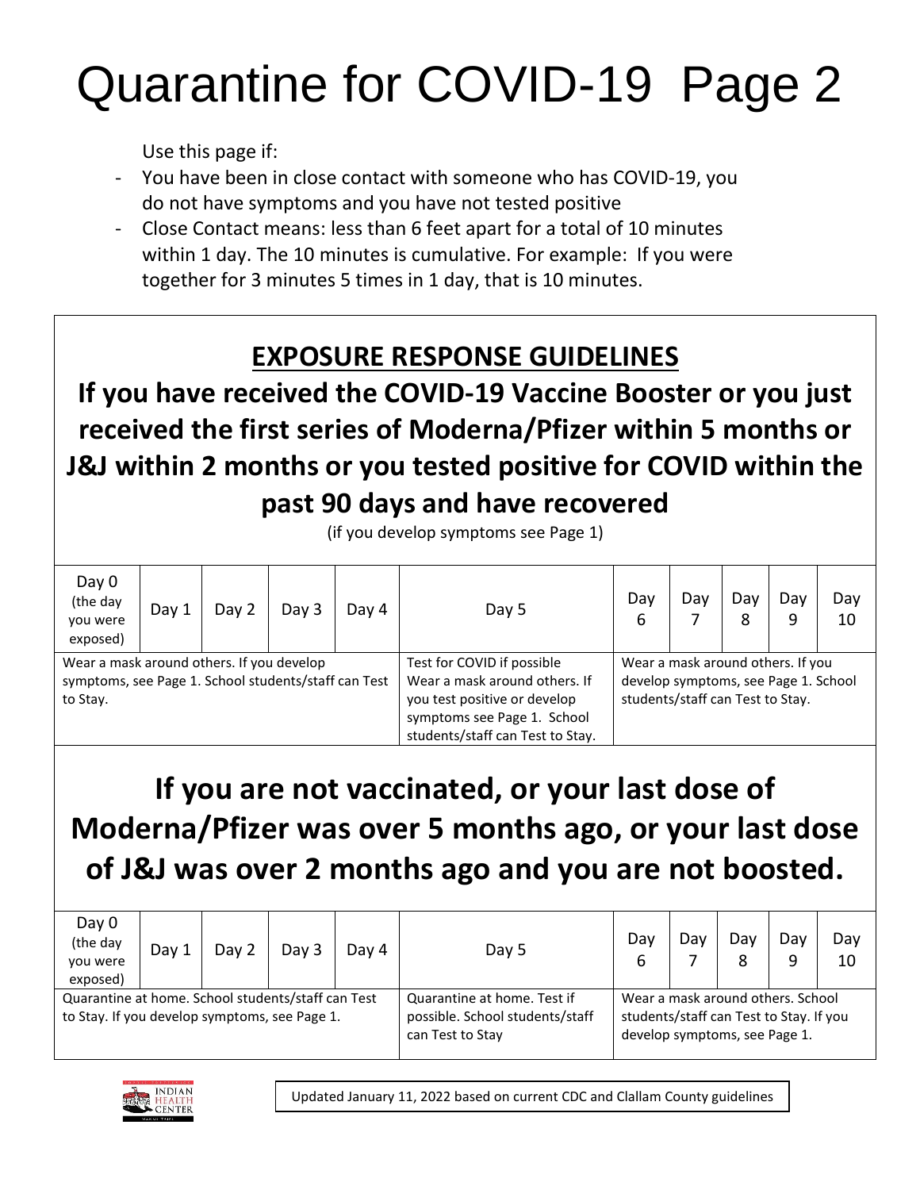# Quarantine for COVID-19 Page 2

Use this page if:

- You have been in close contact with someone who has COVID-19, you do not have symptoms and you have not tested positive
- Close Contact means: less than 6 feet apart for a total of 10 minutes within 1 day. The 10 minutes is cumulative. For example: If you were together for 3 minutes 5 times in 1 day, that is 10 minutes.

## EXPOSURE RESPONSE GUIDELINES

## If you have received the COVID-19 Vaccine Booster or you just received the first series of Moderna/Pfizer within 5 months or J&J within 2 months or you tested positive for COVID within the past 90 days and have recovered

(if you develop symptoms see Page 1)

| Day 0 (the day you were exposed) | Day 1 | Day 2 | Day 3 | Day 4 | Day 5 | Day 6 | Day 7 | Day 8 | Day 9 | Day 10 |
|---|---|---|---|---|---|---|---|---|---|---|
| Wear a mask around others. If you develop symptoms, see Page 1. School students/staff can Test to Stay. | | | | | Test for COVID if possible Wear a mask around others. If you test positive or develop symptoms see Page 1. School students/staff can Test to Stay. | Wear a mask around others. If you develop symptoms, see Page 1. School students/staff can Test to Stay. | | | | |

## If you are not vaccinated, or your last dose of Moderna/Pfizer was over 5 months ago, or your last dose of J&J was over 2 months ago and you are not boosted.

| Day 0 (the day you were exposed) | Day 1 | Day 2 | Day 3 | Day 4 | Day 5 | Day 6 | Day 7 | Day 8 | Day 9 | Day 10 |
|---|---|---|---|---|---|---|---|---|---|---|
| Quarantine at home. School students/staff can Test to Stay. If you develop symptoms, see Page 1. | | | | | Quarantine at home. Test if possible. School students/staff can Test to Stay | Wear a mask around others. School students/staff can Test to Stay. If you develop symptoms, see Page 1. | | | | |

Updated January 11, 2022 based on current CDC and Clallam County guidelines